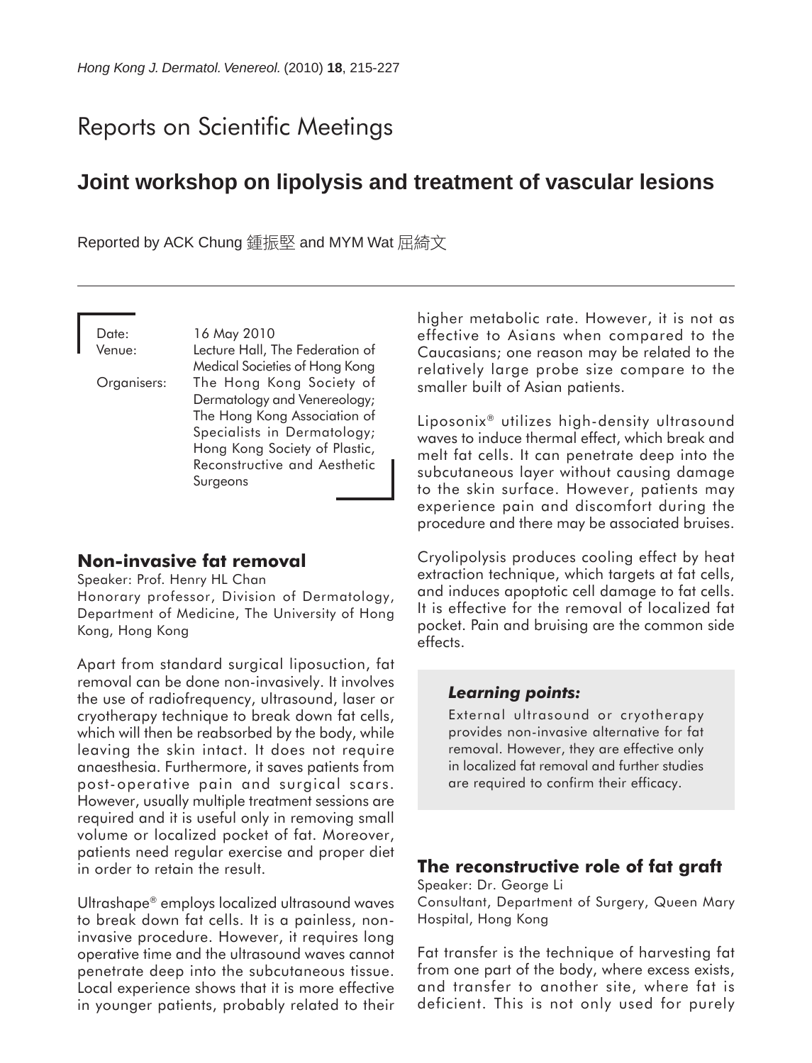# Reports on Scientific Meetings

## Joint workshop on lipolysis and treatment of vascular lesions

Reported by ACK Chung 鍾振堅 and MYM Wat 屈綺文

Date: 16 May 2010
Venue: Lecture Hall, The Federation of Medical Societies of Hong Kong
Organisers: The Hong Kong Society of Dermatology and Venereology; The Hong Kong Association of Specialists in Dermatology; Hong Kong Society of Plastic, Reconstructive and Aesthetic Surgeons

### Non-invasive fat removal

Speaker: Prof. Henry HL Chan
Honorary professor, Division of Dermatology, Department of Medicine, The University of Hong Kong, Hong Kong

Apart from standard surgical liposuction, fat removal can be done non-invasively. It involves the use of radiofrequency, ultrasound, laser or cryotherapy technique to break down fat cells, which will then be reabsorbed by the body, while leaving the skin intact. It does not require anaesthesia. Furthermore, it saves patients from post-operative pain and surgical scars. However, usually multiple treatment sessions are required and it is useful only in removing small volume or localized pocket of fat. Moreover, patients need regular exercise and proper diet in order to retain the result.

Ultrashape® employs localized ultrasound waves to break down fat cells. It is a painless, non-invasive procedure. However, it requires long operative time and the ultrasound waves cannot penetrate deep into the subcutaneous tissue. Local experience shows that it is more effective in younger patients, probably related to their higher metabolic rate. However, it is not as effective to Asians when compared to the Caucasians; one reason may be related to the relatively large probe size compare to the smaller built of Asian patients.

Liposonix® utilizes high-density ultrasound waves to induce thermal effect, which break and melt fat cells. It can penetrate deep into the subcutaneous layer without causing damage to the skin surface. However, patients may experience pain and discomfort during the procedure and there may be associated bruises.

Cryolipolysis produces cooling effect by heat extraction technique, which targets at fat cells, and induces apoptotic cell damage to fat cells. It is effective for the removal of localized fat pocket. Pain and bruising are the common side effects.

***Learning points:***

External ultrasound or cryotherapy provides non-invasive alternative for fat removal. However, they are effective only in localized fat removal and further studies are required to confirm their efficacy.

### The reconstructive role of fat graft

Speaker: Dr. George Li
Consultant, Department of Surgery, Queen Mary Hospital, Hong Kong

Fat transfer is the technique of harvesting fat from one part of the body, where excess exists, and transfer to another site, where fat is deficient. This is not only used for purely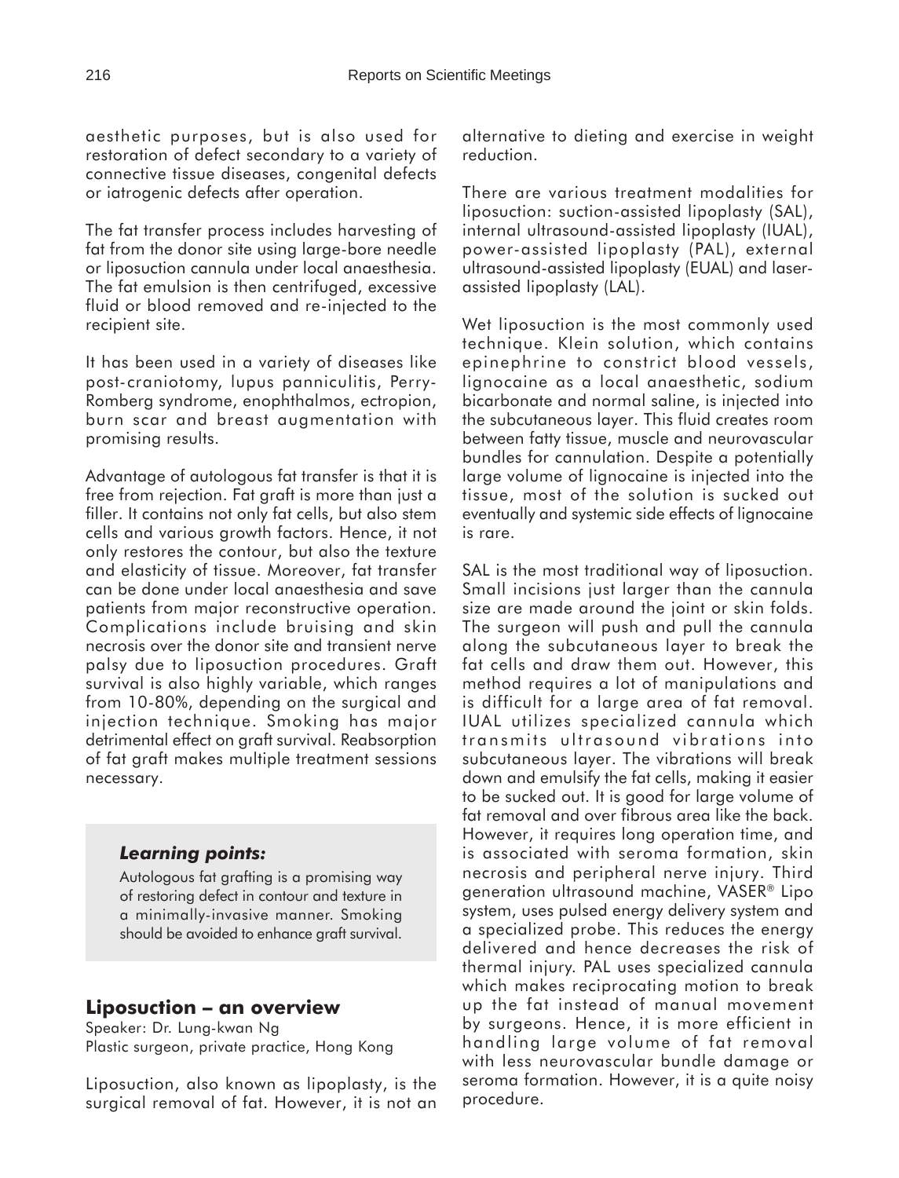aesthetic purposes, but is also used for restoration of defect secondary to a variety of connective tissue diseases, congenital defects or iatrogenic defects after operation.

The fat transfer process includes harvesting of fat from the donor site using large-bore needle or liposuction cannula under local anaesthesia. The fat emulsion is then centrifuged, excessive fluid or blood removed and re-injected to the recipient site.

It has been used in a variety of diseases like post-craniotomy, lupus panniculitis, Perry-Romberg syndrome, enophthalmos, ectropion, burn scar and breast augmentation with promising results.

Advantage of autologous fat transfer is that it is free from rejection. Fat graft is more than just a filler. It contains not only fat cells, but also stem cells and various growth factors. Hence, it not only restores the contour, but also the texture and elasticity of tissue. Moreover, fat transfer can be done under local anaesthesia and save patients from major reconstructive operation. Complications include bruising and skin necrosis over the donor site and transient nerve palsy due to liposuction procedures. Graft survival is also highly variable, which ranges from 10-80%, depending on the surgical and injection technique. Smoking has major detrimental effect on graft survival. Reabsorption of fat graft makes multiple treatment sessions necessary.

> ***Learning points:***
>
> Autologous fat grafting is a promising way of restoring defect in contour and texture in a minimally-invasive manner. Smoking should be avoided to enhance graft survival.

## Liposuction – an overview

Speaker: Dr. Lung-kwan Ng
Plastic surgeon, private practice, Hong Kong

Liposuction, also known as lipoplasty, is the surgical removal of fat. However, it is not an alternative to dieting and exercise in weight reduction.

There are various treatment modalities for liposuction: suction-assisted lipoplasty (SAL), internal ultrasound-assisted lipoplasty (IUAL), power-assisted lipoplasty (PAL), external ultrasound-assisted lipoplasty (EUAL) and laser-assisted lipoplasty (LAL).

Wet liposuction is the most commonly used technique. Klein solution, which contains epinephrine to constrict blood vessels, lignocaine as a local anaesthetic, sodium bicarbonate and normal saline, is injected into the subcutaneous layer. This fluid creates room between fatty tissue, muscle and neurovascular bundles for cannulation. Despite a potentially large volume of lignocaine is injected into the tissue, most of the solution is sucked out eventually and systemic side effects of lignocaine is rare.

SAL is the most traditional way of liposuction. Small incisions just larger than the cannula size are made around the joint or skin folds. The surgeon will push and pull the cannula along the subcutaneous layer to break the fat cells and draw them out. However, this method requires a lot of manipulations and is difficult for a large area of fat removal. IUAL utilizes specialized cannula which transmits ultrasound vibrations into subcutaneous layer. The vibrations will break down and emulsify the fat cells, making it easier to be sucked out. It is good for large volume of fat removal and over fibrous area like the back. However, it requires long operation time, and is associated with seroma formation, skin necrosis and peripheral nerve injury. Third generation ultrasound machine, VASER® Lipo system, uses pulsed energy delivery system and a specialized probe. This reduces the energy delivered and hence decreases the risk of thermal injury. PAL uses specialized cannula which makes reciprocating motion to break up the fat instead of manual movement by surgeons. Hence, it is more efficient in handling large volume of fat removal with less neurovascular bundle damage or seroma formation. However, it is a quite noisy procedure.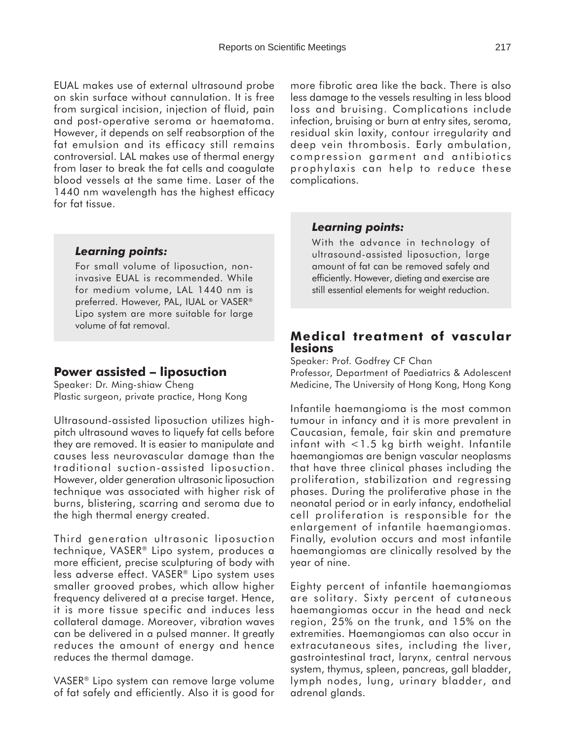EUAL makes use of external ultrasound probe on skin surface without cannulation. It is free from surgical incision, injection of fluid, pain and post-operative seroma or haematoma. However, it depends on self reabsorption of the fat emulsion and its efficacy still remains controversial. LAL makes use of thermal energy from laser to break the fat cells and coagulate blood vessels at the same time. Laser of the 1440 nm wavelength has the highest efficacy for fat tissue.

> ***Learning points:***
>
> For small volume of liposuction, non-invasive EUAL is recommended. While for medium volume, LAL 1440 nm is preferred. However, PAL, IUAL or VASER® Lipo system are more suitable for large volume of fat removal.

## Power assisted – liposuction

Speaker: Dr. Ming-shiaw Cheng
Plastic surgeon, private practice, Hong Kong

Ultrasound-assisted liposuction utilizes high-pitch ultrasound waves to liquefy fat cells before they are removed. It is easier to manipulate and causes less neurovascular damage than the traditional suction-assisted liposuction. However, older generation ultrasonic liposuction technique was associated with higher risk of burns, blistering, scarring and seroma due to the high thermal energy created.

Third generation ultrasonic liposuction technique, VASER® Lipo system, produces a more efficient, precise sculpturing of body with less adverse effect. VASER® Lipo system uses smaller grooved probes, which allow higher frequency delivered at a precise target. Hence, it is more tissue specific and induces less collateral damage. Moreover, vibration waves can be delivered in a pulsed manner. It greatly reduces the amount of energy and hence reduces the thermal damage.

VASER® Lipo system can remove large volume of fat safely and efficiently. Also it is good for more fibrotic area like the back. There is also less damage to the vessels resulting in less blood loss and bruising. Complications include infection, bruising or burn at entry sites, seroma, residual skin laxity, contour irregularity and deep vein thrombosis. Early ambulation, compression garment and antibiotics prophylaxis can help to reduce these complications.

> ***Learning points:***
>
> With the advance in technology of ultrasound-assisted liposuction, large amount of fat can be removed safely and efficiently. However, dieting and exercise are still essential elements for weight reduction.

## Medical treatment of vascular lesions

Speaker: Prof. Godfrey CF Chan
Professor, Department of Paediatrics & Adolescent Medicine, The University of Hong Kong, Hong Kong

Infantile haemangioma is the most common tumour in infancy and it is more prevalent in Caucasian, female, fair skin and premature infant with <1.5 kg birth weight. Infantile haemangiomas are benign vascular neoplasms that have three clinical phases including the proliferation, stabilization and regressing phases. During the proliferative phase in the neonatal period or in early infancy, endothelial cell proliferation is responsible for the enlargement of infantile haemangiomas. Finally, evolution occurs and most infantile haemangiomas are clinically resolved by the year of nine.

Eighty percent of infantile haemangiomas are solitary. Sixty percent of cutaneous haemangiomas occur in the head and neck region, 25% on the trunk, and 15% on the extremities. Haemangiomas can also occur in extracutaneous sites, including the liver, gastrointestinal tract, larynx, central nervous system, thymus, spleen, pancreas, gall bladder, lymph nodes, lung, urinary bladder, and adrenal glands.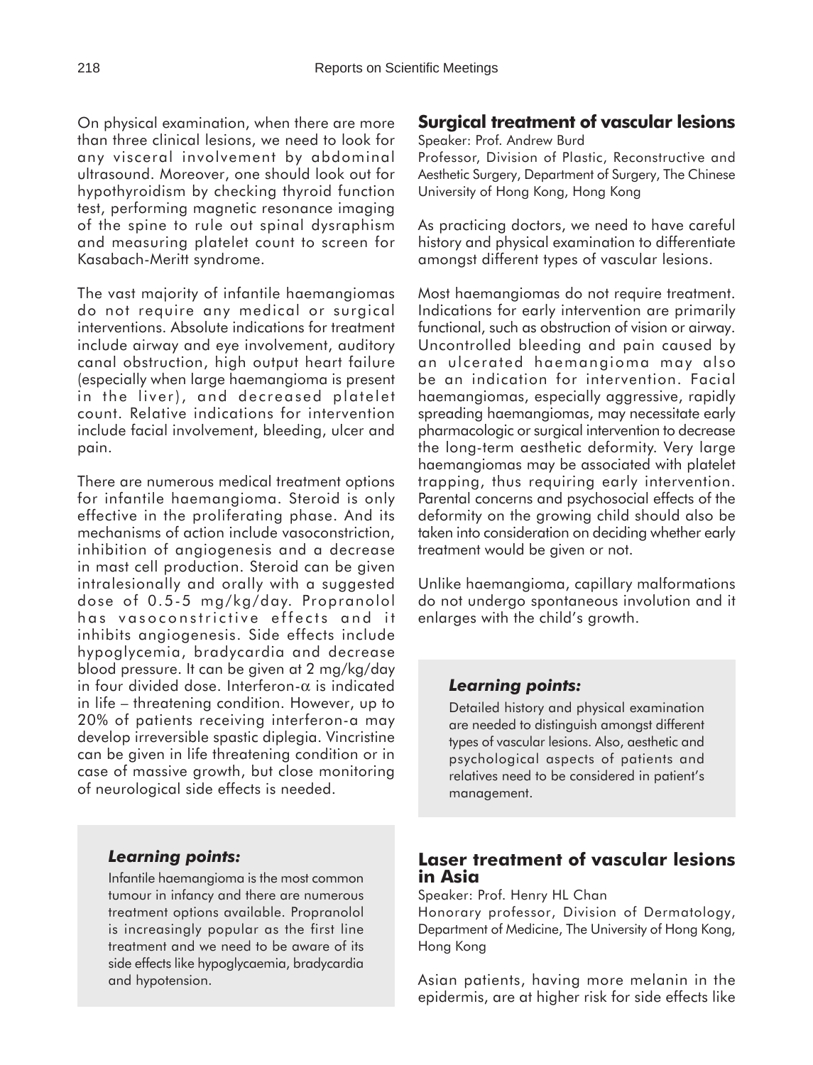On physical examination, when there are more than three clinical lesions, we need to look for any visceral involvement by abdominal ultrasound. Moreover, one should look out for hypothyroidism by checking thyroid function test, performing magnetic resonance imaging of the spine to rule out spinal dysraphism and measuring platelet count to screen for Kasabach-Meritt syndrome.

The vast majority of infantile haemangiomas do not require any medical or surgical interventions. Absolute indications for treatment include airway and eye involvement, auditory canal obstruction, high output heart failure (especially when large haemangioma is present in the liver), and decreased platelet count. Relative indications for intervention include facial involvement, bleeding, ulcer and pain.

There are numerous medical treatment options for infantile haemangioma. Steroid is only effective in the proliferating phase. And its mechanisms of action include vasoconstriction, inhibition of angiogenesis and a decrease in mast cell production. Steroid can be given intralesionally and orally with a suggested dose of 0.5-5 mg/kg/day. Propranolol has vasoconstrictive effects and it inhibits angiogenesis. Side effects include hypoglycemia, bradycardia and decrease blood pressure. It can be given at 2 mg/kg/day in four divided dose. Interferon-$\alpha$ is indicated in life – threatening condition. However, up to 20% of patients receiving interferon-a may develop irreversible spastic diplegia. Vincristine can be given in life threatening condition or in case of massive growth, but close monitoring of neurological side effects is needed.

> ***Learning points:***
>
> Infantile haemangioma is the most common tumour in infancy and there are numerous treatment options available. Propranolol is increasingly popular as the first line treatment and we need to be aware of its side effects like hypoglycaemia, bradycardia and hypotension.

## Surgical treatment of vascular lesions

Speaker: Prof. Andrew Burd
Professor, Division of Plastic, Reconstructive and Aesthetic Surgery, Department of Surgery, The Chinese University of Hong Kong, Hong Kong

As practicing doctors, we need to have careful history and physical examination to differentiate amongst different types of vascular lesions.

Most haemangiomas do not require treatment. Indications for early intervention are primarily functional, such as obstruction of vision or airway. Uncontrolled bleeding and pain caused by an ulcerated haemangioma may also be an indication for intervention. Facial haemangiomas, especially aggressive, rapidly spreading haemangiomas, may necessitate early pharmacologic or surgical intervention to decrease the long-term aesthetic deformity. Very large haemangiomas may be associated with platelet trapping, thus requiring early intervention. Parental concerns and psychosocial effects of the deformity on the growing child should also be taken into consideration on deciding whether early treatment would be given or not.

Unlike haemangioma, capillary malformations do not undergo spontaneous involution and it enlarges with the child's growth.

> ***Learning points:***
>
> Detailed history and physical examination are needed to distinguish amongst different types of vascular lesions. Also, aesthetic and psychological aspects of patients and relatives need to be considered in patient's management.

## Laser treatment of vascular lesions in Asia

Speaker: Prof. Henry HL Chan
Honorary professor, Division of Dermatology, Department of Medicine, The University of Hong Kong, Hong Kong

Asian patients, having more melanin in the epidermis, are at higher risk for side effects like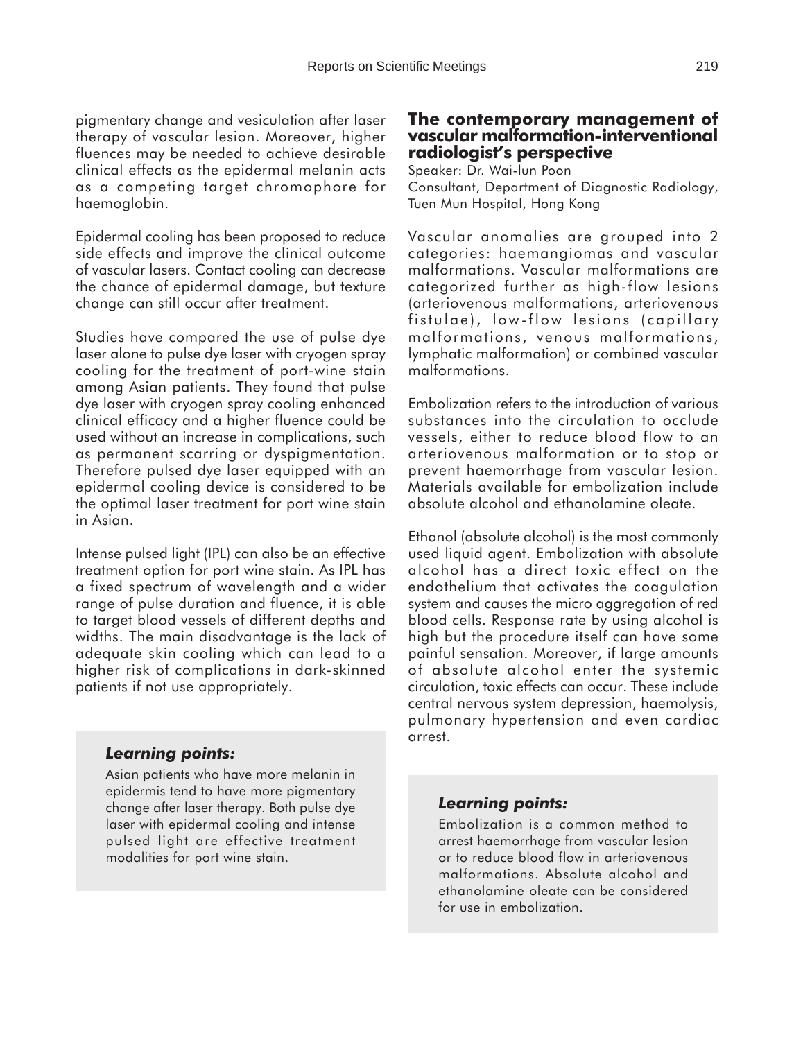pigmentary change and vesiculation after laser therapy of vascular lesion. Moreover, higher fluences may be needed to achieve desirable clinical effects as the epidermal melanin acts as a competing target chromophore for haemoglobin.

Epidermal cooling has been proposed to reduce side effects and improve the clinical outcome of vascular lasers. Contact cooling can decrease the chance of epidermal damage, but texture change can still occur after treatment.

Studies have compared the use of pulse dye laser alone to pulse dye laser with cryogen spray cooling for the treatment of port-wine stain among Asian patients. They found that pulse dye laser with cryogen spray cooling enhanced clinical efficacy and a higher fluence could be used without an increase in complications, such as permanent scarring or dyspigmentation. Therefore pulsed dye laser equipped with an epidermal cooling device is considered to be the optimal laser treatment for port wine stain in Asian.

Intense pulsed light (IPL) can also be an effective treatment option for port wine stain. As IPL has a fixed spectrum of wavelength and a wider range of pulse duration and fluence, it is able to target blood vessels of different depths and widths. The main disadvantage is the lack of adequate skin cooling which can lead to a higher risk of complications in dark-skinned patients if not use appropriately.

### *Learning points:*

Asian patients who have more melanin in epidermis tend to have more pigmentary change after laser therapy. Both pulse dye laser with epidermal cooling and intense pulsed light are effective treatment modalities for port wine stain.

## The contemporary management of vascular malformation-interventional radiologist's perspective

Speaker: Dr. Wai-lun Poon
Consultant, Department of Diagnostic Radiology, Tuen Mun Hospital, Hong Kong

Vascular anomalies are grouped into 2 categories: haemangiomas and vascular malformations. Vascular malformations are categorized further as high-flow lesions (arteriovenous malformations, arteriovenous fistulae), low-flow lesions (capillary malformations, venous malformations, lymphatic malformation) or combined vascular malformations.

Embolization refers to the introduction of various substances into the circulation to occlude vessels, either to reduce blood flow to an arteriovenous malformation or to stop or prevent haemorrhage from vascular lesion. Materials available for embolization include absolute alcohol and ethanolamine oleate.

Ethanol (absolute alcohol) is the most commonly used liquid agent. Embolization with absolute alcohol has a direct toxic effect on the endothelium that activates the coagulation system and causes the micro aggregation of red blood cells. Response rate by using alcohol is high but the procedure itself can have some painful sensation. Moreover, if large amounts of absolute alcohol enter the systemic circulation, toxic effects can occur. These include central nervous system depression, haemolysis, pulmonary hypertension and even cardiac arrest.

### *Learning points:*

Embolization is a common method to arrest haemorrhage from vascular lesion or to reduce blood flow in arteriovenous malformations. Absolute alcohol and ethanolamine oleate can be considered for use in embolization.